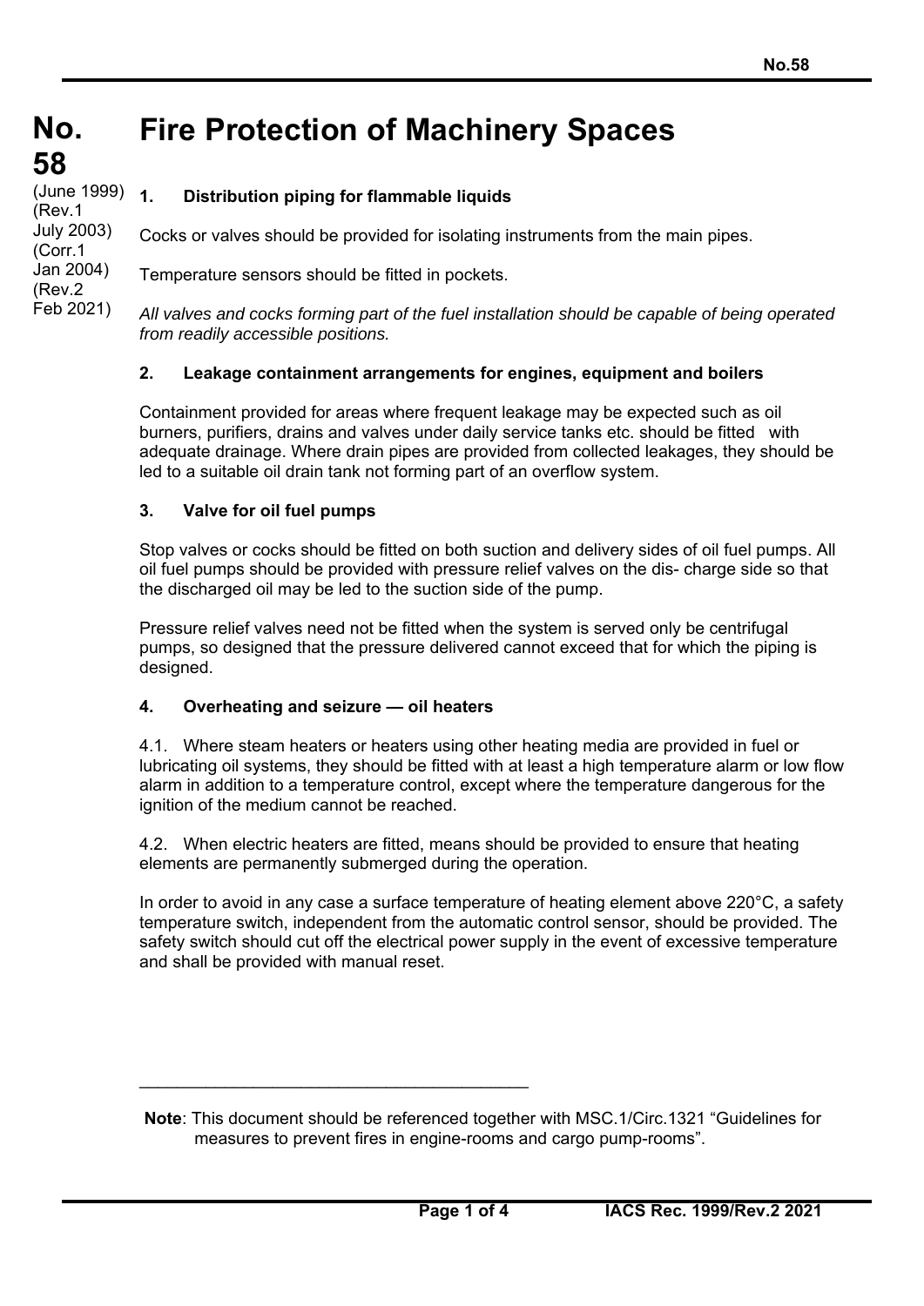# No. 58

(June 1999)
(Rev.1 July 2003)
(Corr.1 Jan 2004)
(Rev.2 Feb 2021)

# Fire Protection of Machinery Spaces

## 1. Distribution piping for flammable liquids

Cocks or valves should be provided for isolating instruments from the main pipes.

Temperature sensors should be fitted in pockets.

*All valves and cocks forming part of the fuel installation should be capable of being operated from readily accessible positions.*

## 2. Leakage containment arrangements for engines, equipment and boilers

Containment provided for areas where frequent leakage may be expected such as oil burners, purifiers, drains and valves under daily service tanks etc. should be fitted with adequate drainage. Where drain pipes are provided from collected leakages, they should be led to a suitable oil drain tank not forming part of an overflow system.

## 3. Valve for oil fuel pumps

Stop valves or cocks should be fitted on both suction and delivery sides of oil fuel pumps. All oil fuel pumps should be provided with pressure relief valves on the dis- charge side so that the discharged oil may be led to the suction side of the pump.

Pressure relief valves need not be fitted when the system is served only be centrifugal pumps, so designed that the pressure delivered cannot exceed that for which the piping is designed.

## 4. Overheating and seizure — oil heaters

4.1. Where steam heaters or heaters using other heating media are provided in fuel or lubricating oil systems, they should be fitted with at least a high temperature alarm or low flow alarm in addition to a temperature control, except where the temperature dangerous for the ignition of the medium cannot be reached.

4.2. When electric heaters are fitted, means should be provided to ensure that heating elements are permanently submerged during the operation.

In order to avoid in any case a surface temperature of heating element above 220°C, a safety temperature switch, independent from the automatic control sensor, should be provided. The safety switch should cut off the electrical power supply in the event of excessive temperature and shall be provided with manual reset.

---

**Note**: This document should be referenced together with MSC.1/Circ.1321 "Guidelines for measures to prevent fires in engine-rooms and cargo pump-rooms".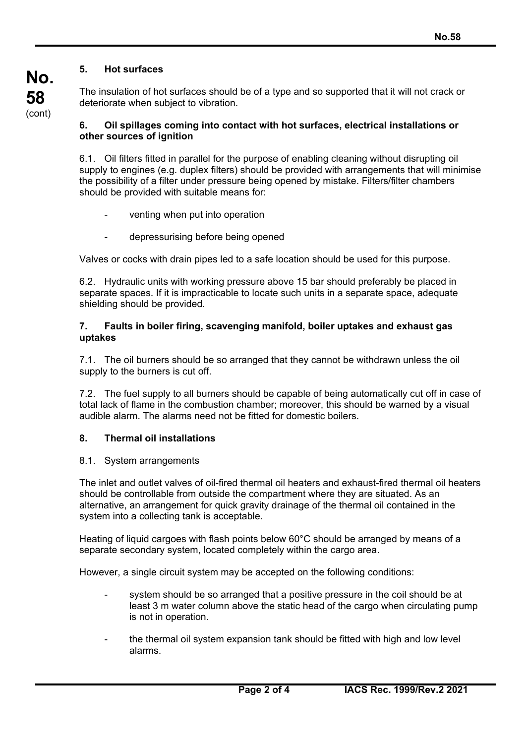## 5. Hot surfaces

The insulation of hot surfaces should be of a type and so supported that it will not crack or deteriorate when subject to vibration.

## 6. Oil spillages coming into contact with hot surfaces, electrical installations or other sources of ignition

6.1. Oil filters fitted in parallel for the purpose of enabling cleaning without disrupting oil supply to engines (e.g. duplex filters) should be provided with arrangements that will minimise the possibility of a filter under pressure being opened by mistake. Filters/filter chambers should be provided with suitable means for:

- venting when put into operation
- depressurising before being opened

Valves or cocks with drain pipes led to a safe location should be used for this purpose.

6.2. Hydraulic units with working pressure above 15 bar should preferably be placed in separate spaces. If it is impracticable to locate such units in a separate space, adequate shielding should be provided.

## 7. Faults in boiler firing, scavenging manifold, boiler uptakes and exhaust gas uptakes

7.1. The oil burners should be so arranged that they cannot be withdrawn unless the oil supply to the burners is cut off.

7.2. The fuel supply to all burners should be capable of being automatically cut off in case of total lack of flame in the combustion chamber; moreover, this should be warned by a visual audible alarm. The alarms need not be fitted for domestic boilers.

## 8. Thermal oil installations

8.1. System arrangements

The inlet and outlet valves of oil-fired thermal oil heaters and exhaust-fired thermal oil heaters should be controllable from outside the compartment where they are situated. As an alternative, an arrangement for quick gravity drainage of the thermal oil contained in the system into a collecting tank is acceptable.

Heating of liquid cargoes with flash points below 60°C should be arranged by means of a separate secondary system, located completely within the cargo area.

However, a single circuit system may be accepted on the following conditions:

- system should be so arranged that a positive pressure in the coil should be at least 3 m water column above the static head of the cargo when circulating pump is not in operation.
- the thermal oil system expansion tank should be fitted with high and low level alarms.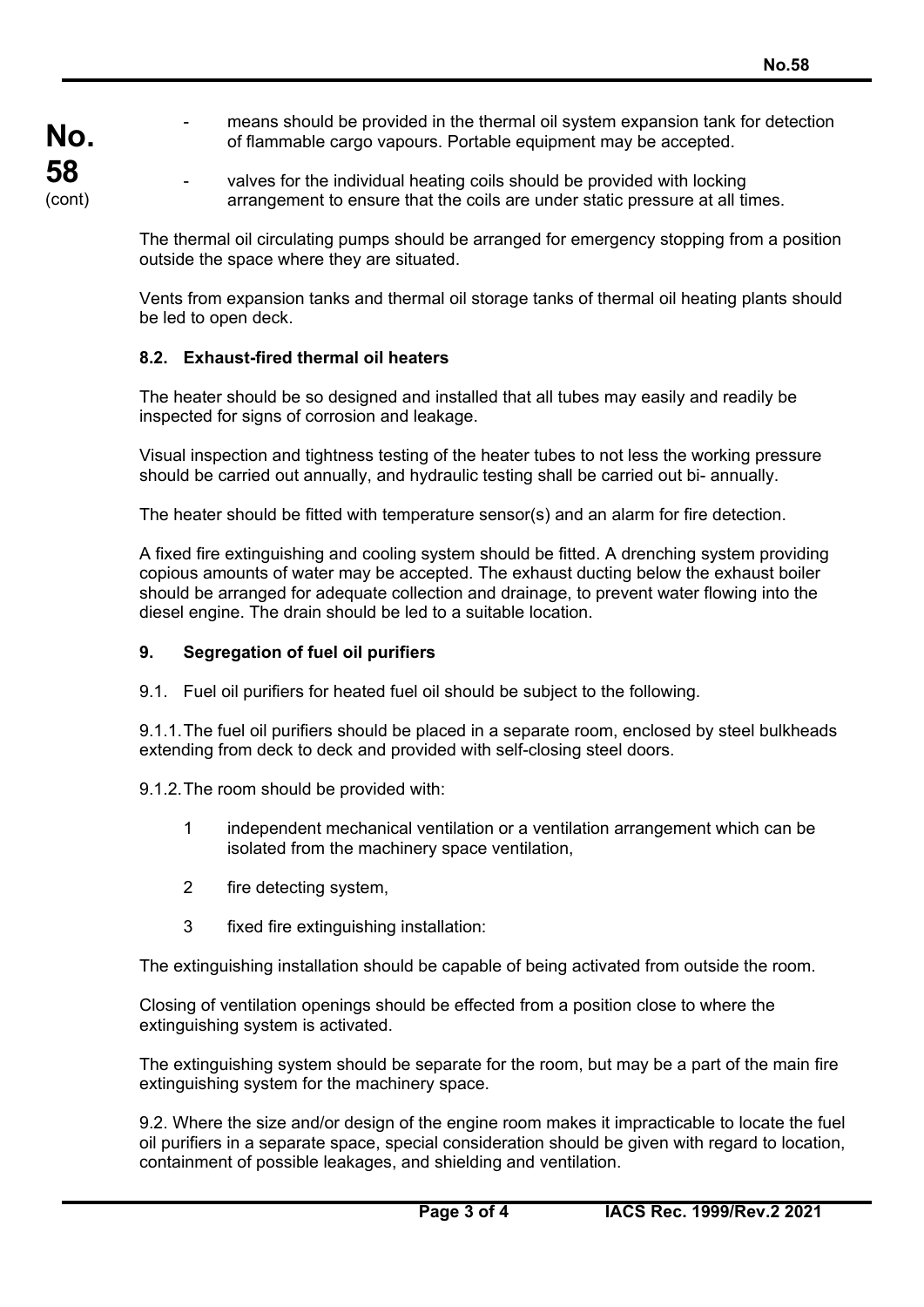- means should be provided in the thermal oil system expansion tank for detection of flammable cargo vapours. Portable equipment may be accepted.
- valves for the individual heating coils should be provided with locking arrangement to ensure that the coils are under static pressure at all times.

The thermal oil circulating pumps should be arranged for emergency stopping from a position outside the space where they are situated.

Vents from expansion tanks and thermal oil storage tanks of thermal oil heating plants should be led to open deck.

### 8.2. Exhaust-fired thermal oil heaters

The heater should be so designed and installed that all tubes may easily and readily be inspected for signs of corrosion and leakage.

Visual inspection and tightness testing of the heater tubes to not less the working pressure should be carried out annually, and hydraulic testing shall be carried out bi- annually.

The heater should be fitted with temperature sensor(s) and an alarm for fire detection.

A fixed fire extinguishing and cooling system should be fitted. A drenching system providing copious amounts of water may be accepted. The exhaust ducting below the exhaust boiler should be arranged for adequate collection and drainage, to prevent water flowing into the diesel engine. The drain should be led to a suitable location.

## 9. Segregation of fuel oil purifiers

9.1. Fuel oil purifiers for heated fuel oil should be subject to the following.

9.1.1. The fuel oil purifiers should be placed in a separate room, enclosed by steel bulkheads extending from deck to deck and provided with self-closing steel doors.

9.1.2. The room should be provided with:

1. independent mechanical ventilation or a ventilation arrangement which can be isolated from the machinery space ventilation,
2. fire detecting system,
3. fixed fire extinguishing installation:

The extinguishing installation should be capable of being activated from outside the room.

Closing of ventilation openings should be effected from a position close to where the extinguishing system is activated.

The extinguishing system should be separate for the room, but may be a part of the main fire extinguishing system for the machinery space.

9.2. Where the size and/or design of the engine room makes it impracticable to locate the fuel oil purifiers in a separate space, special consideration should be given with regard to location, containment of possible leakages, and shielding and ventilation.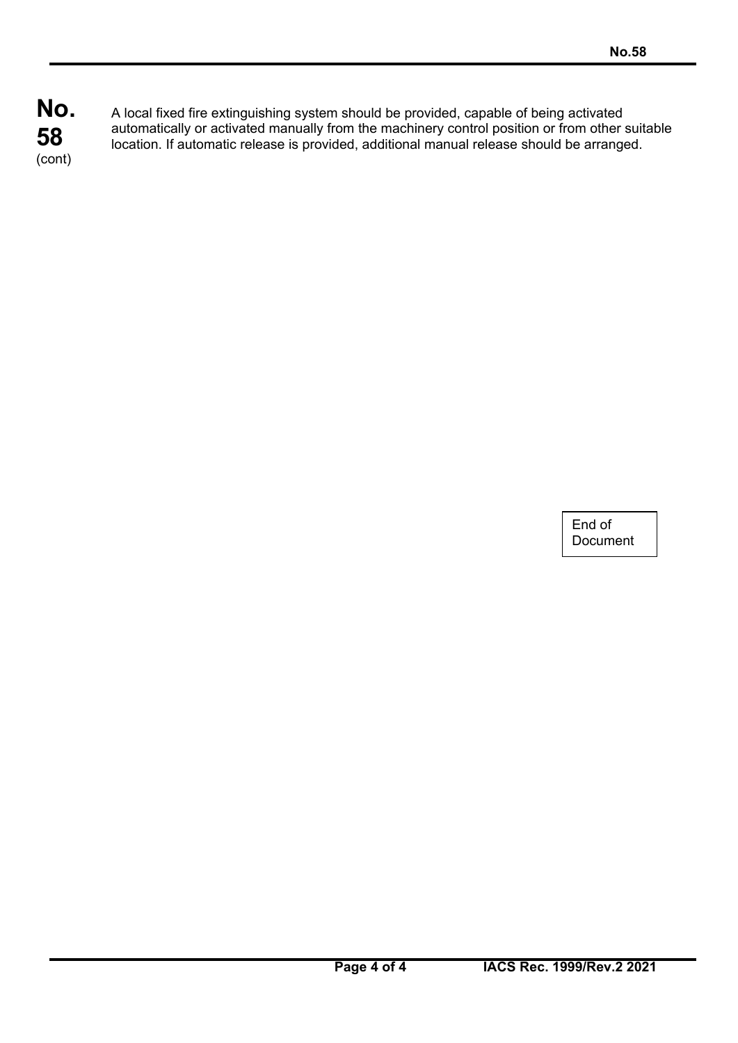A local fixed fire extinguishing system should be provided, capable of being activated automatically or activated manually from the machinery control position or from other suitable location. If automatic release is provided, additional manual release should be arranged.

End of Document